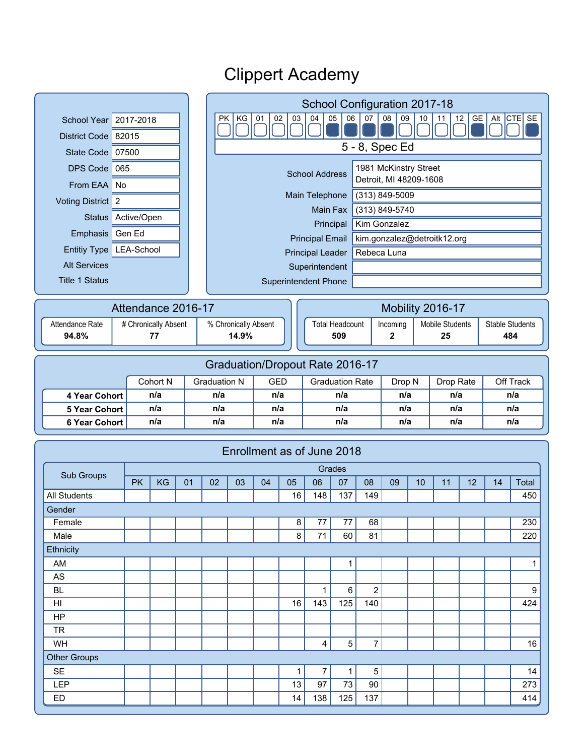# Clippert Academy

| | |
|---|---|
| School Year | 2017-2018 |
| District Code | 82015 |
| State Code | 07500 |
| DPS Code | 065 |
| From EAA | No |
| Voting District | 2 |
| Status | Active/Open |
| Emphasis | Gen Ed |
| Entitiy Type | LEA-School |
| Alt Services | |
| Title 1 Status | |

## School Configuration 2017-18

| PK | KG | 01 | 02 | 03 | 04 | 05 | 06 | 07 | 08 | 09 | 10 | 11 | 12 | GE | Alt | CTE | SE |
|---|---|---|---|---|---|---|---|---|---|---|---|---|---|---|---|---|---|
| | | | | | | ■ | ■ | ■ | ■ | | | | | ■ | | | ■ |

5 - 8, Spec Ed

| | |
|---|---|
| School Address | 1981 McKinstry Street<br>Detroit, MI 48209-1608 |
| Main Telephone | (313) 849-5009 |
| Main Fax | (313) 849-5740 |
| Principal | Kim Gonzalez |
| Principal Email | kim.gonzalez@detroitk12.org |
| Principal Leader | Rebeca Luna |
| Superintendent | |
| Superintendent Phone | |

## Attendance 2016-17

| Attendance Rate | # Chronically Absent | % Chronically Absent |
|---|---|---|
| 94.8% | 77 | 14.9% |

## Mobility 2016-17

| Total Headcount | Incoming | Mobile Students | Stable Students |
|---|---|---|---|
| 509 | 2 | 25 | 484 |

## Graduation/Dropout Rate 2016-17

| | Cohort N | Graduation N | GED | Graduation Rate | Drop N | Drop Rate | Off Track |
|---|---|---|---|---|---|---|---|
| **4 Year Cohort** | n/a | n/a | n/a | n/a | n/a | n/a | n/a |
| **5 Year Cohort** | n/a | n/a | n/a | n/a | n/a | n/a | n/a |
| **6 Year Cohort** | n/a | n/a | n/a | n/a | n/a | n/a | n/a |

## Enrollment as of June 2018

| Sub Groups | Grades | | | | | | | | | | | | | | | |
|---|---|---|---|---|---|---|---|---|---|---|---|---|---|---|---|---|
| | PK | KG | 01 | 02 | 03 | 04 | 05 | 06 | 07 | 08 | 09 | 10 | 11 | 12 | 14 | Total |
| All Students | | | | | | | 16 | 148 | 137 | 149 | | | | | | 450 |
| Gender | | | | | | | | | | | | | | | | |
| Female | | | | | | | 8 | 77 | 77 | 68 | | | | | | 230 |
| Male | | | | | | | 8 | 71 | 60 | 81 | | | | | | 220 |
| Ethnicity | | | | | | | | | | | | | | | | |
| AM | | | | | | | | | 1 | | | | | | | 1 |
| AS | | | | | | | | | | | | | | | | |
| BL | | | | | | | | 1 | 6 | 2 | | | | | | 9 |
| HI | | | | | | | 16 | 143 | 125 | 140 | | | | | | 424 |
| HP | | | | | | | | | | | | | | | | |
| TR | | | | | | | | | | | | | | | | |
| WH | | | | | | | | 4 | 5 | 7 | | | | | | 16 |
| Other Groups | | | | | | | | | | | | | | | | |
| SE | | | | | | | 1 | 7 | 1 | 5 | | | | | | 14 |
| LEP | | | | | | | 13 | 97 | 73 | 90 | | | | | | 273 |
| ED | | | | | | | 14 | 138 | 125 | 137 | | | | | | 414 |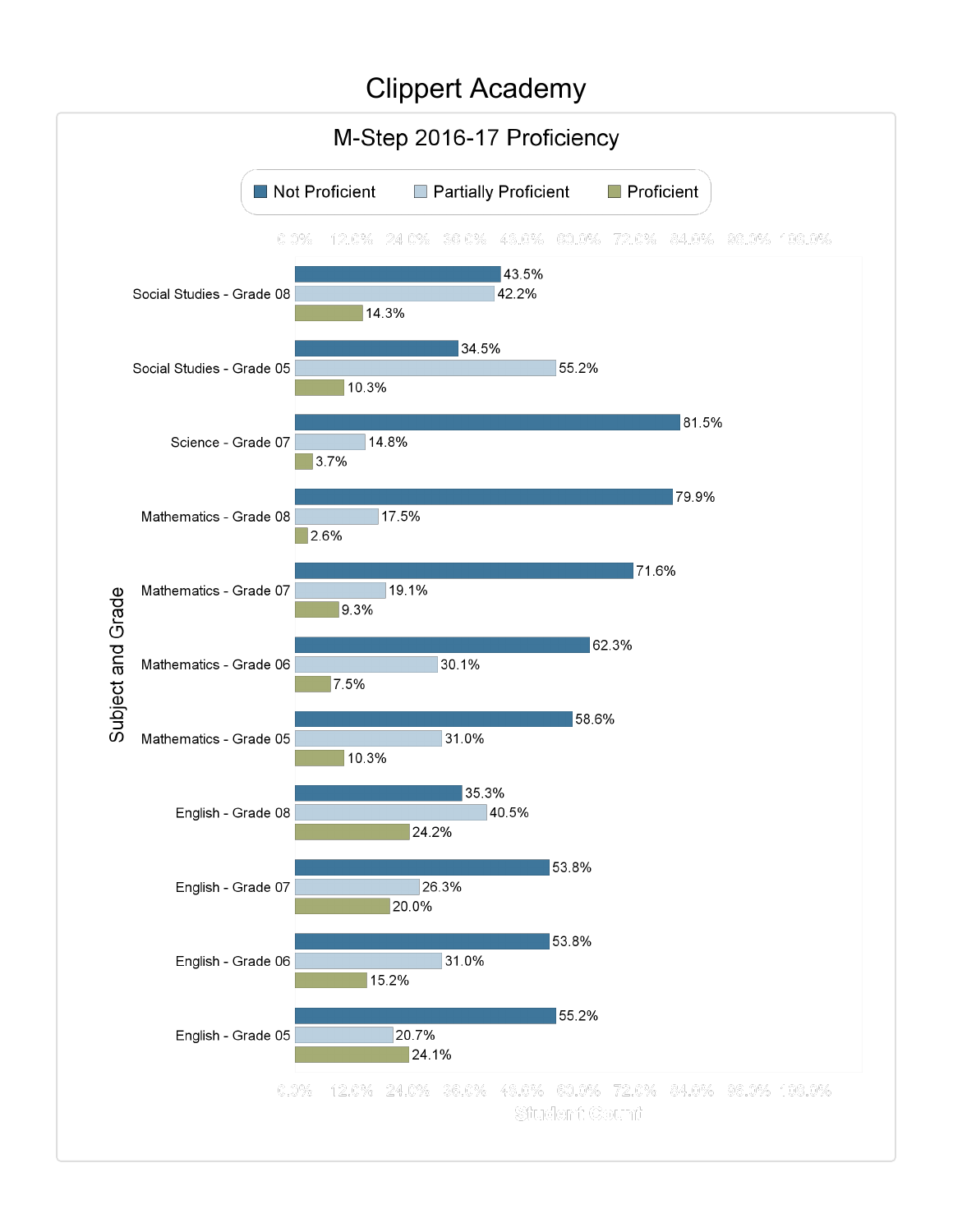# Clippert Academy

## M-Step 2016-17 Proficiency

| Subject and Grade | Not Proficient | Partially Proficient | Proficient |
|---|---|---|---|
| Social Studies - Grade 08 | 43.5% | 42.2% | 14.3% |
| Social Studies - Grade 05 | 34.5% | 55.2% | 10.3% |
| Science - Grade 07 | 81.5% | 14.8% | 3.7% |
| Mathematics - Grade 08 | 79.9% | 17.5% | 2.6% |
| Mathematics - Grade 07 | 71.6% | 19.1% | 9.3% |
| Mathematics - Grade 06 | 62.3% | 30.1% | 7.5% |
| Mathematics - Grade 05 | 58.6% | 31.0% | 10.3% |
| English - Grade 08 | 35.3% | 40.5% | 24.2% |
| English - Grade 07 | 53.8% | 26.3% | 20.0% |
| English - Grade 06 | 53.8% | 31.0% | 15.2% |
| English - Grade 05 | 55.2% | 20.7% | 24.1% |

Student Count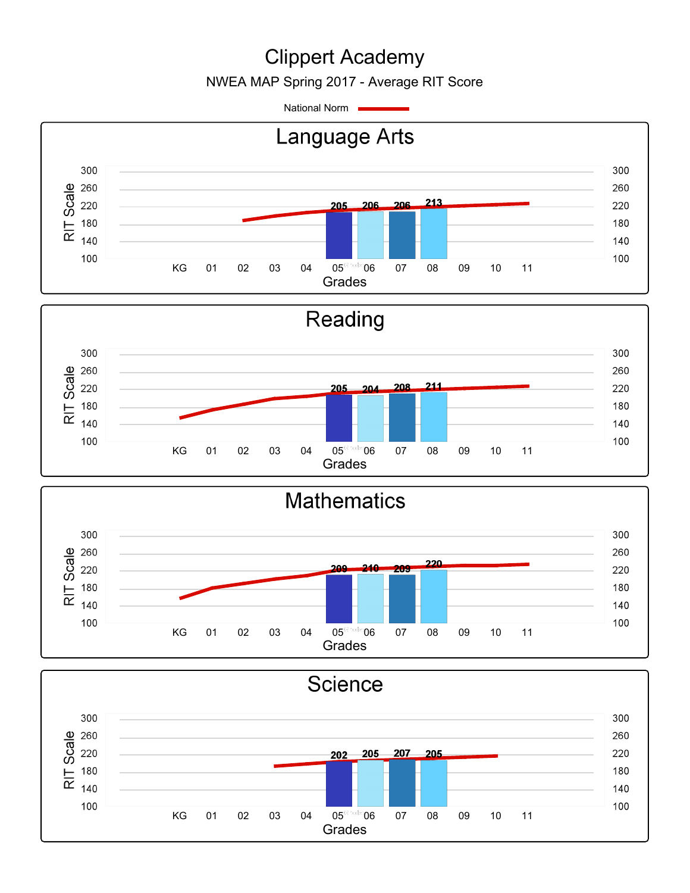# Clippert Academy

NWEA MAP Spring 2017 - Average RIT Score

National Norm

## Language Arts

| Grade | 05 | 06 | 07 | 08 |
|---|---|---|---|---|
| Average RIT Score | 205 | 206 | 206 | 213 |

## Reading

| Grade | 05 | 06 | 07 | 08 |
|---|---|---|---|---|
| Average RIT Score | 205 | 204 | 208 | 211 |

## Mathematics

| Grade | 05 | 06 | 07 | 08 |
|---|---|---|---|---|
| Average RIT Score | 209 | 210 | 209 | 220 |

## Science

| Grade | 05 | 06 | 07 | 08 |
|---|---|---|---|---|
| Average RIT Score | 202 | 205 | 207 | 205 |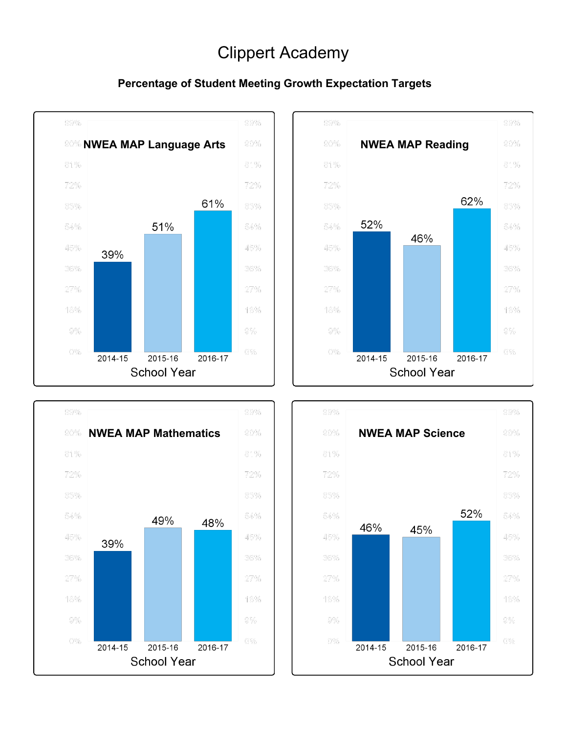# Clippert Academy

**Percentage of Student Meeting Growth Expectation Targets**

**NWEA MAP Language Arts**

39%
51%
61%
2014-15
2015-16
2016-17
School Year

**NWEA MAP Reading**

52%
46%
62%
2014-15
2015-16
2016-17
School Year

**NWEA MAP Mathematics**

39%
49%
48%
2014-15
2015-16
2016-17
School Year

**NWEA MAP Science**

46%
45%
52%
2014-15
2015-16
2016-17
School Year